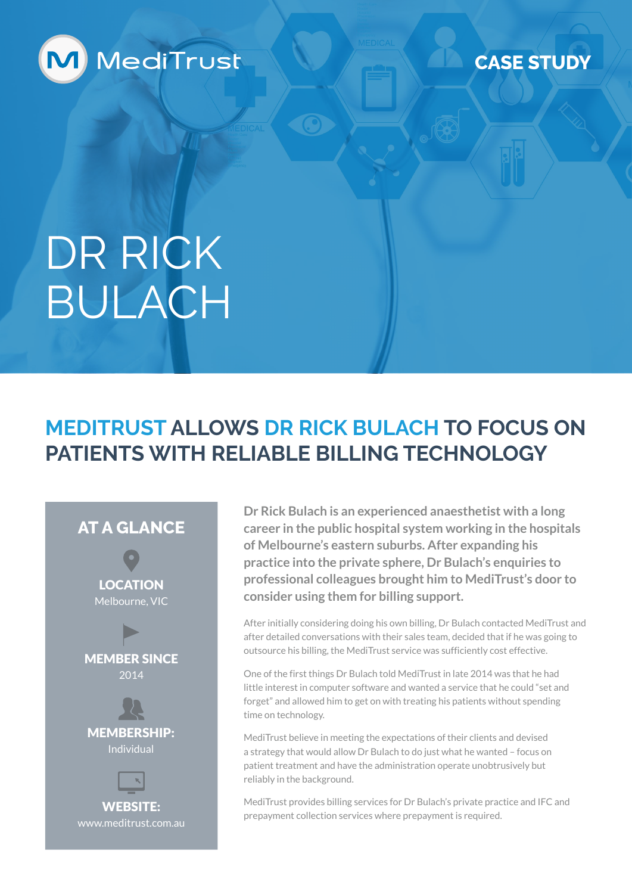MediTrust

CASE STUDY

# DR RICK BULACH

## MEDITRUST ALLOWS DR RICK BULACH TO FOCUS ON PATIENTS WITH RELIABLE BILLING TECHNOLOGY

### AT A GLANCE

**LOCATION**
Melbourne, VIC

**MEMBER SINCE**
2014

**MEMBERSHIP:**
Individual

**WEBSITE:**
www.meditrust.com.au

**Dr Rick Bulach is an experienced anaesthetist with a long career in the public hospital system working in the hospitals of Melbourne's eastern suburbs. After expanding his practice into the private sphere, Dr Bulach's enquiries to professional colleagues brought him to MediTrust's door to consider using them for billing support.**

After initially considering doing his own billing, Dr Bulach contacted MediTrust and after detailed conversations with their sales team, decided that if he was going to outsource his billing, the MediTrust service was sufficiently cost effective.

One of the first things Dr Bulach told MediTrust in late 2014 was that he had little interest in computer software and wanted a service that he could "set and forget" and allowed him to get on with treating his patients without spending time on technology.

MediTrust believe in meeting the expectations of their clients and devised a strategy that would allow Dr Bulach to do just what he wanted – focus on patient treatment and have the administration operate unobtrusively but reliably in the background.

MediTrust provides billing services for Dr Bulach's private practice and IFC and prepayment collection services where prepayment is required.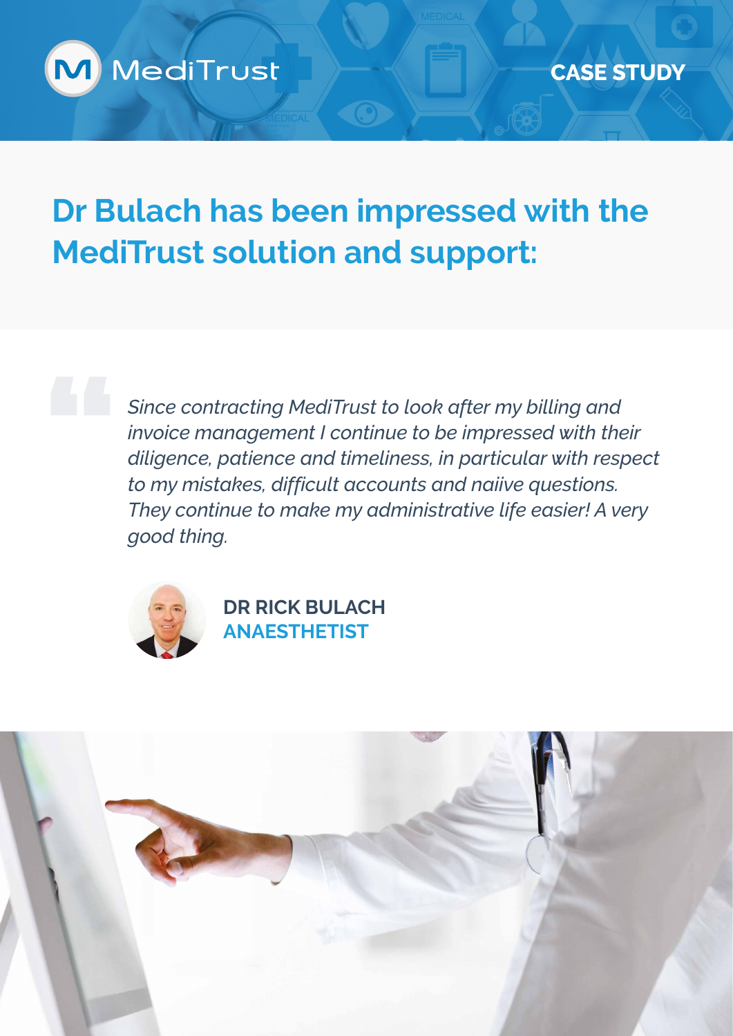MediTrust

CASE STUDY

# Dr Bulach has been impressed with the MediTrust solution and support:

*Since contracting MediTrust to look after my billing and invoice management I continue to be impressed with their diligence, patience and timeliness, in particular with respect to my mistakes, difficult accounts and naiive questions. They continue to make my administrative life easier! A very good thing.*

**DR RICK BULACH**
**ANAESTHETIST**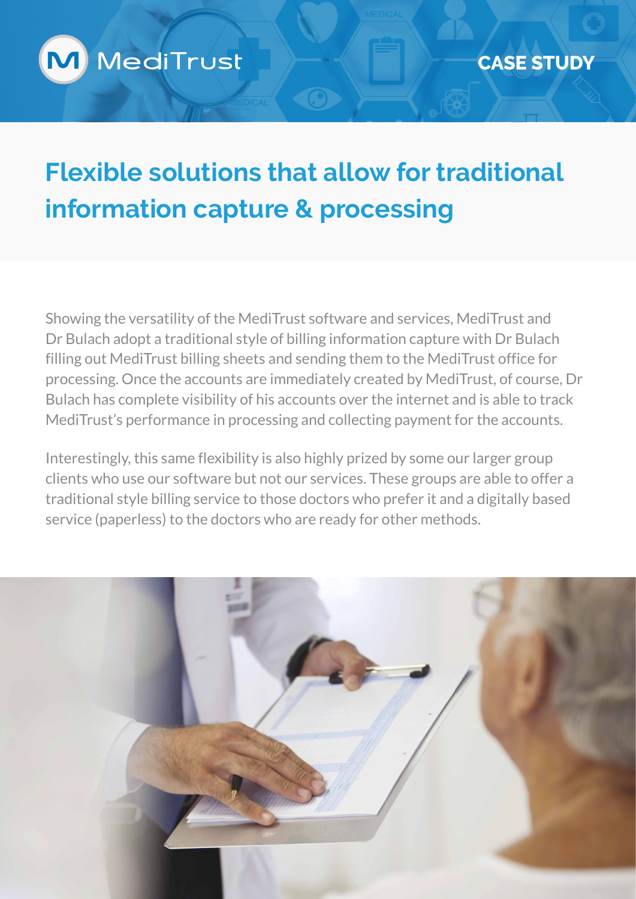MediTrust

CASE STUDY

# Flexible solutions that allow for traditional information capture & processing

Showing the versatility of the MediTrust software and services, MediTrust and Dr Bulach adopt a traditional style of billing information capture with Dr Bulach filling out MediTrust billing sheets and sending them to the MediTrust office for processing. Once the accounts are immediately created by MediTrust, of course, Dr Bulach has complete visibility of his accounts over the internet and is able to track MediTrust's performance in processing and collecting payment for the accounts.

Interestingly, this same flexibility is also highly prized by some our larger group clients who use our software but not our services. These groups are able to offer a traditional style billing service to those doctors who prefer it and a digitally based service (paperless) to the doctors who are ready for other methods.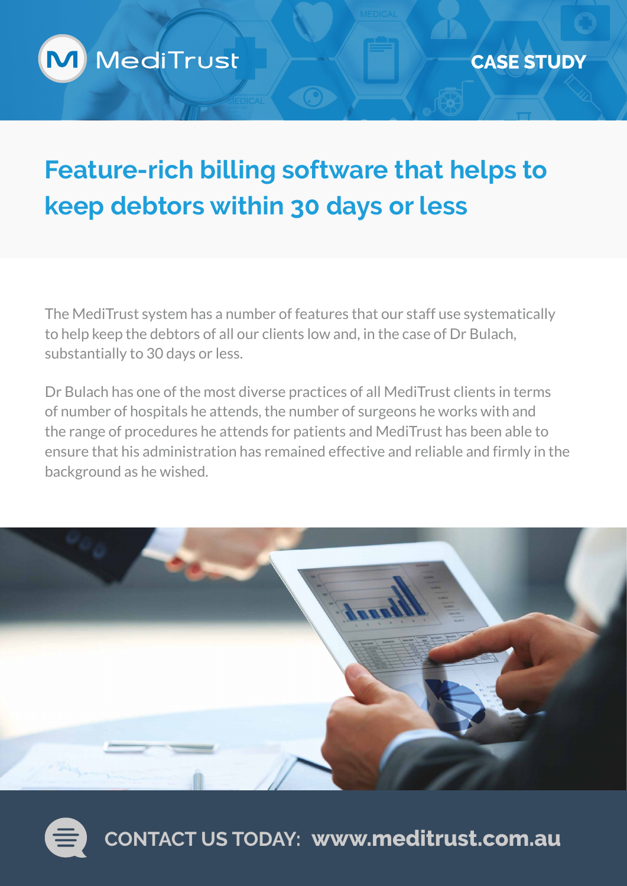MediTrust

CASE STUDY

# Feature-rich billing software that helps to keep debtors within 30 days or less

The MediTrust system has a number of features that our staff use systematically to help keep the debtors of all our clients low and, in the case of Dr Bulach, substantially to 30 days or less.

Dr Bulach has one of the most diverse practices of all MediTrust clients in terms of number of hospitals he attends, the number of surgeons he works with and the range of procedures he attends for patients and MediTrust has been able to ensure that his administration has remained effective and reliable and firmly in the background as he wished.

**CONTACT US TODAY: www.meditrust.com.au**